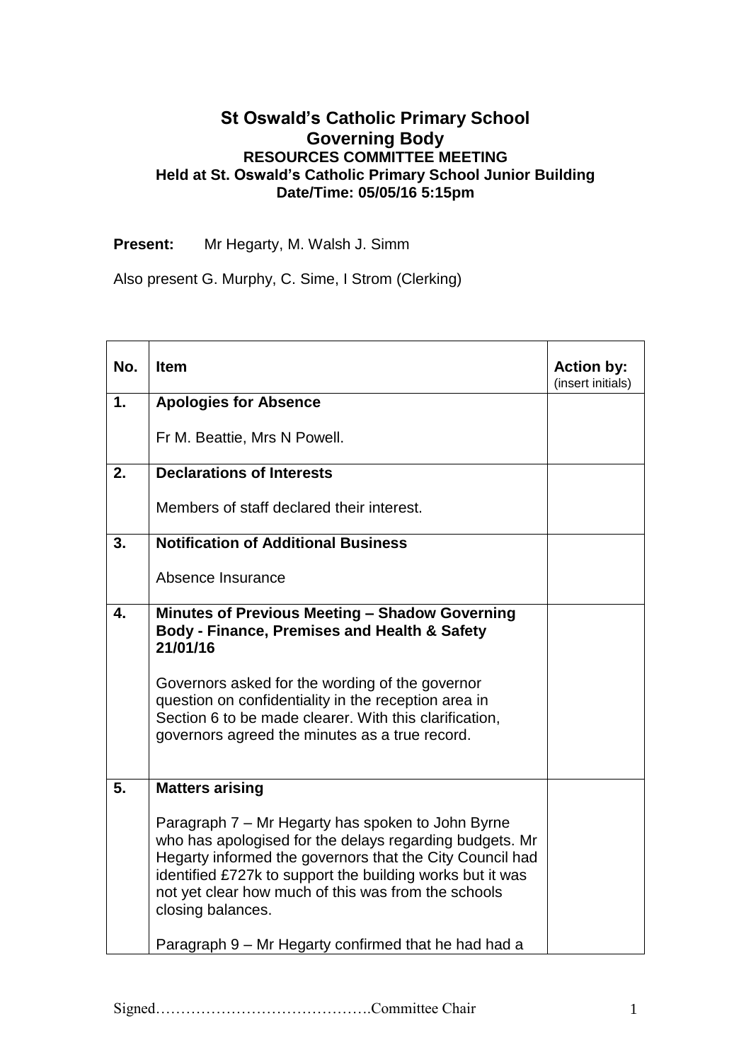# St Oswald's Catholic Primary School
## Governing Body
### RESOURCES COMMITTEE MEETING
### Held at St. Oswald's Catholic Primary School Junior Building
### Date/Time: 05/05/16 5:15pm

**Present:** Mr Hegarty, M. Walsh J. Simm

Also present G. Murphy, C. Sime, I Strom (Clerking)

| No. | Item | Action by: (insert initials) |
|---|---|---|
| 1. | **Apologies for Absence**<br><br>Fr M. Beattie, Mrs N Powell. | |
| 2. | **Declarations of Interests**<br><br>Members of staff declared their interest. | |
| 3. | **Notification of Additional Business**<br><br>Absence Insurance | |
| 4. | **Minutes of Previous Meeting – Shadow Governing Body - Finance, Premises and Health & Safety 21/01/16**<br><br>Governors asked for the wording of the governor question on confidentiality in the reception area in Section 6 to be made clearer. With this clarification, governors agreed the minutes as a true record. | |
| 5. | **Matters arising**<br><br>Paragraph 7 – Mr Hegarty has spoken to John Byrne who has apologised for the delays regarding budgets. Mr Hegarty informed the governors that the City Council had identified £727k to support the building works but it was not yet clear how much of this was from the schools closing balances.<br><br>Paragraph 9 – Mr Hegarty confirmed that he had had a | |

Signed…………………………………….Committee Chair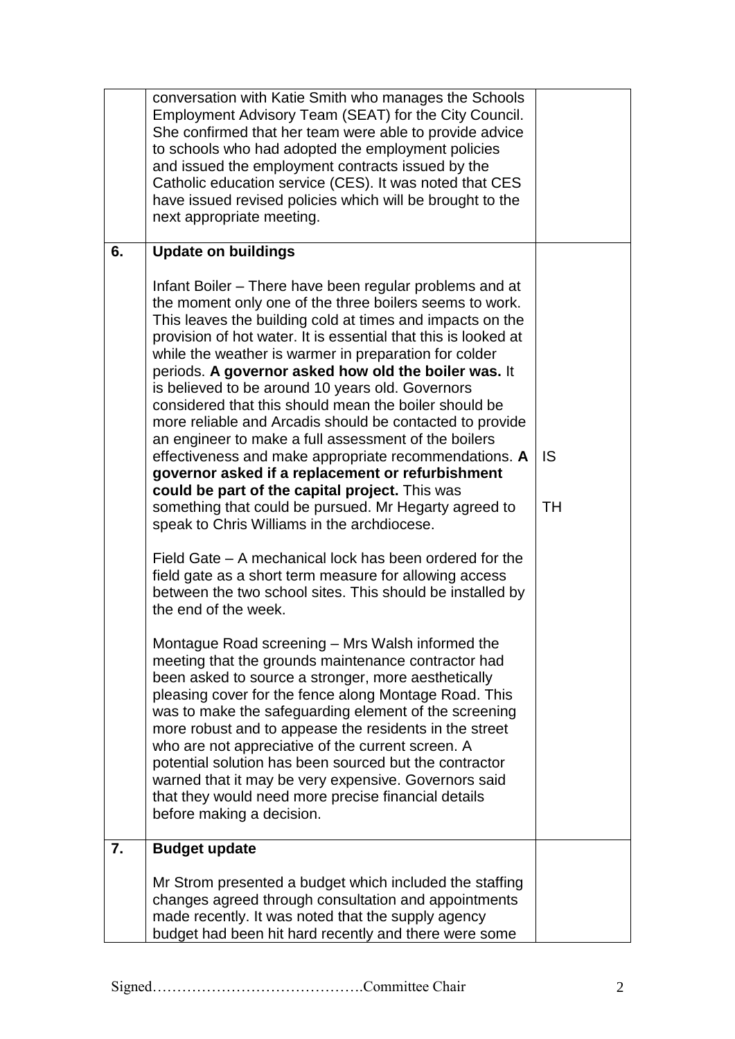| | | |
|---|---|---|
| | conversation with Katie Smith who manages the Schools Employment Advisory Team (SEAT) for the City Council. She confirmed that her team were able to provide advice to schools who had adopted the employment policies and issued the employment contracts issued by the Catholic education service (CES). It was noted that CES have issued revised policies which will be brought to the next appropriate meeting. | |
| **6.** | **Update on buildings**<br><br>Infant Boiler – There have been regular problems and at the moment only one of the three boilers seems to work. This leaves the building cold at times and impacts on the provision of hot water. It is essential that this is looked at while the weather is warmer in preparation for colder periods. **A governor asked how old the boiler was.** It is believed to be around 10 years old. Governors considered that this should mean the boiler should be more reliable and Arcadis should be contacted to provide an engineer to make a full assessment of the boilers effectiveness and make appropriate recommendations. **A governor asked if a replacement or refurbishment could be part of the capital project.** This was something that could be pursued. Mr Hegarty agreed to speak to Chris Williams in the archdiocese.<br><br>Field Gate – A mechanical lock has been ordered for the field gate as a short term measure for allowing access between the two school sites. This should be installed by the end of the week.<br><br>Montague Road screening – Mrs Walsh informed the meeting that the grounds maintenance contractor had been asked to source a stronger, more aesthetically pleasing cover for the fence along Montage Road. This was to make the safeguarding element of the screening more robust and to appease the residents in the street who are not appreciative of the current screen. A potential solution has been sourced but the contractor warned that it may be very expensive. Governors said that they would need more precise financial details before making a decision. | IS<br><br>TH |
| **7.** | **Budget update**<br><br>Mr Strom presented a budget which included the staffing changes agreed through consultation and appointments made recently. It was noted that the supply agency budget had been hit hard recently and there were some | |

Signed…………………………………….Committee Chair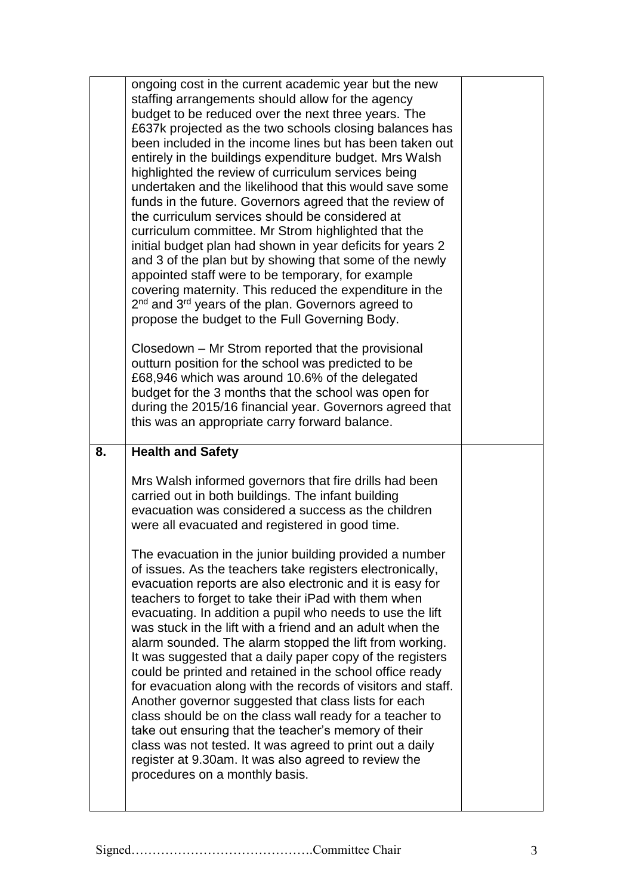| | | |
|---|---|---|
| | ongoing cost in the current academic year but the new staffing arrangements should allow for the agency budget to be reduced over the next three years. The £637k projected as the two schools closing balances has been included in the income lines but has been taken out entirely in the buildings expenditure budget. Mrs Walsh highlighted the review of curriculum services being undertaken and the likelihood that this would save some funds in the future. Governors agreed that the review of the curriculum services should be considered at curriculum committee. Mr Strom highlighted that the initial budget plan had shown in year deficits for years 2 and 3 of the plan but by showing that some of the newly appointed staff were to be temporary, for example covering maternity. This reduced the expenditure in the 2nd and 3rd years of the plan. Governors agreed to propose the budget to the Full Governing Body.<br><br>Closedown – Mr Strom reported that the provisional outturn position for the school was predicted to be £68,946 which was around 10.6% of the delegated budget for the 3 months that the school was open for during the 2015/16 financial year. Governors agreed that this was an appropriate carry forward balance. | |
| **8.** | **Health and Safety**<br><br>Mrs Walsh informed governors that fire drills had been carried out in both buildings. The infant building evacuation was considered a success as the children were all evacuated and registered in good time.<br><br>The evacuation in the junior building provided a number of issues. As the teachers take registers electronically, evacuation reports are also electronic and it is easy for teachers to forget to take their iPad with them when evacuating. In addition a pupil who needs to use the lift was stuck in the lift with a friend and an adult when the alarm sounded. The alarm stopped the lift from working. It was suggested that a daily paper copy of the registers could be printed and retained in the school office ready for evacuation along with the records of visitors and staff. Another governor suggested that class lists for each class should be on the class wall ready for a teacher to take out ensuring that the teacher's memory of their class was not tested. It was agreed to print out a daily register at 9.30am. It was also agreed to review the procedures on a monthly basis. | |

Signed…………………………………….Committee Chair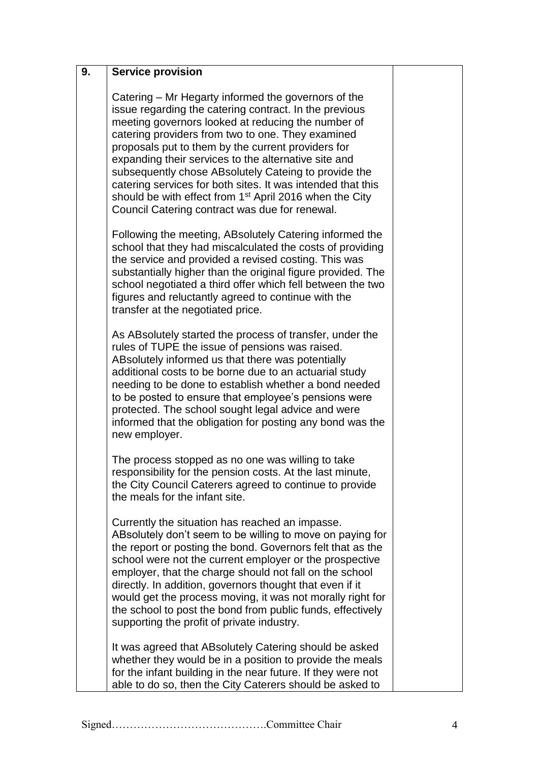| 9. | **Service provision**<br><br>Catering – Mr Hegarty informed the governors of the issue regarding the catering contract. In the previous meeting governors looked at reducing the number of catering providers from two to one. They examined proposals put to them by the current providers for expanding their services to the alternative site and subsequently chose ABsolutely Cateing to provide the catering services for both sites. It was intended that this should be with effect from 1st April 2016 when the City Council Catering contract was due for renewal.<br><br>Following the meeting, ABsolutely Catering informed the school that they had miscalculated the costs of providing the service and provided a revised costing. This was substantially higher than the original figure provided. The school negotiated a third offer which fell between the two figures and reluctantly agreed to continue with the transfer at the negotiated price.<br><br>As ABsolutely started the process of transfer, under the rules of TUPE the issue of pensions was raised. ABsolutely informed us that there was potentially additional costs to be borne due to an actuarial study needing to be done to establish whether a bond needed to be posted to ensure that employee's pensions were protected. The school sought legal advice and were informed that the obligation for posting any bond was the new employer.<br><br>The process stopped as no one was willing to take responsibility for the pension costs. At the last minute, the City Council Caterers agreed to continue to provide the meals for the infant site.<br><br>Currently the situation has reached an impasse. ABsolutely don't seem to be willing to move on paying for the report or posting the bond. Governors felt that as the school were not the current employer or the prospective employer, that the charge should not fall on the school directly. In addition, governors thought that even if it would get the process moving, it was not morally right for the school to post the bond from public funds, effectively supporting the profit of private industry.<br><br>It was agreed that ABsolutely Catering should be asked whether they would be in a position to provide the meals for the infant building in the near future. If they were not able to do so, then the City Caterers should be asked to | |
|---|---|---|

Signed…………………………………….Committee Chair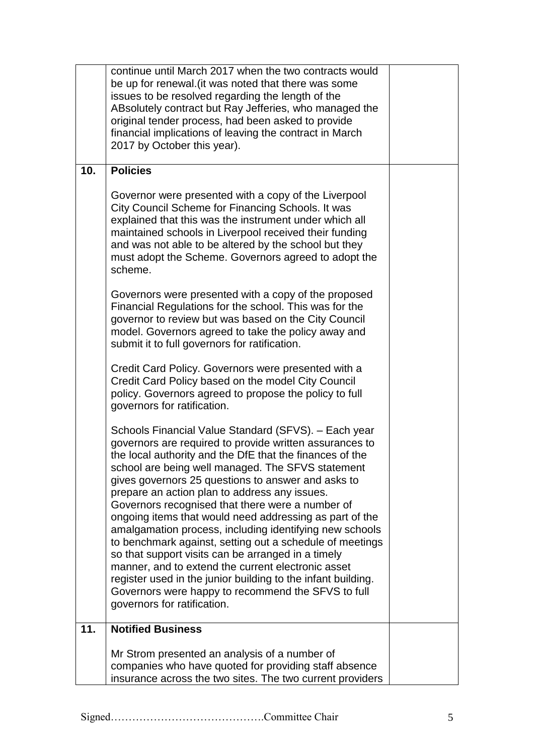| | | |
|---|---|---|
| | continue until March 2017 when the two contracts would be up for renewal.(it was noted that there was some issues to be resolved regarding the length of the ABsolutely contract but Ray Jefferies, who managed the original tender process, had been asked to provide financial implications of leaving the contract in March 2017 by October this year). | |
| **10.** | **Policies**<br><br>Governor were presented with a copy of the Liverpool City Council Scheme for Financing Schools. It was explained that this was the instrument under which all maintained schools in Liverpool received their funding and was not able to be altered by the school but they must adopt the Scheme. Governors agreed to adopt the scheme.<br><br>Governors were presented with a copy of the proposed Financial Regulations for the school. This was for the governor to review but was based on the City Council model. Governors agreed to take the policy away and submit it to full governors for ratification.<br><br>Credit Card Policy. Governors were presented with a Credit Card Policy based on the model City Council policy. Governors agreed to propose the policy to full governors for ratification.<br><br>Schools Financial Value Standard (SFVS). – Each year governors are required to provide written assurances to the local authority and the DfE that the finances of the school are being well managed. The SFVS statement gives governors 25 questions to answer and asks to prepare an action plan to address any issues. Governors recognised that there were a number of ongoing items that would need addressing as part of the amalgamation process, including identifying new schools to benchmark against, setting out a schedule of meetings so that support visits can be arranged in a timely manner, and to extend the current electronic asset register used in the junior building to the infant building. Governors were happy to recommend the SFVS to full governors for ratification. | |
| **11.** | **Notified Business**<br><br>Mr Strom presented an analysis of a number of companies who have quoted for providing staff absence insurance across the two sites. The two current providers | |

Signed…………………………………….Committee Chair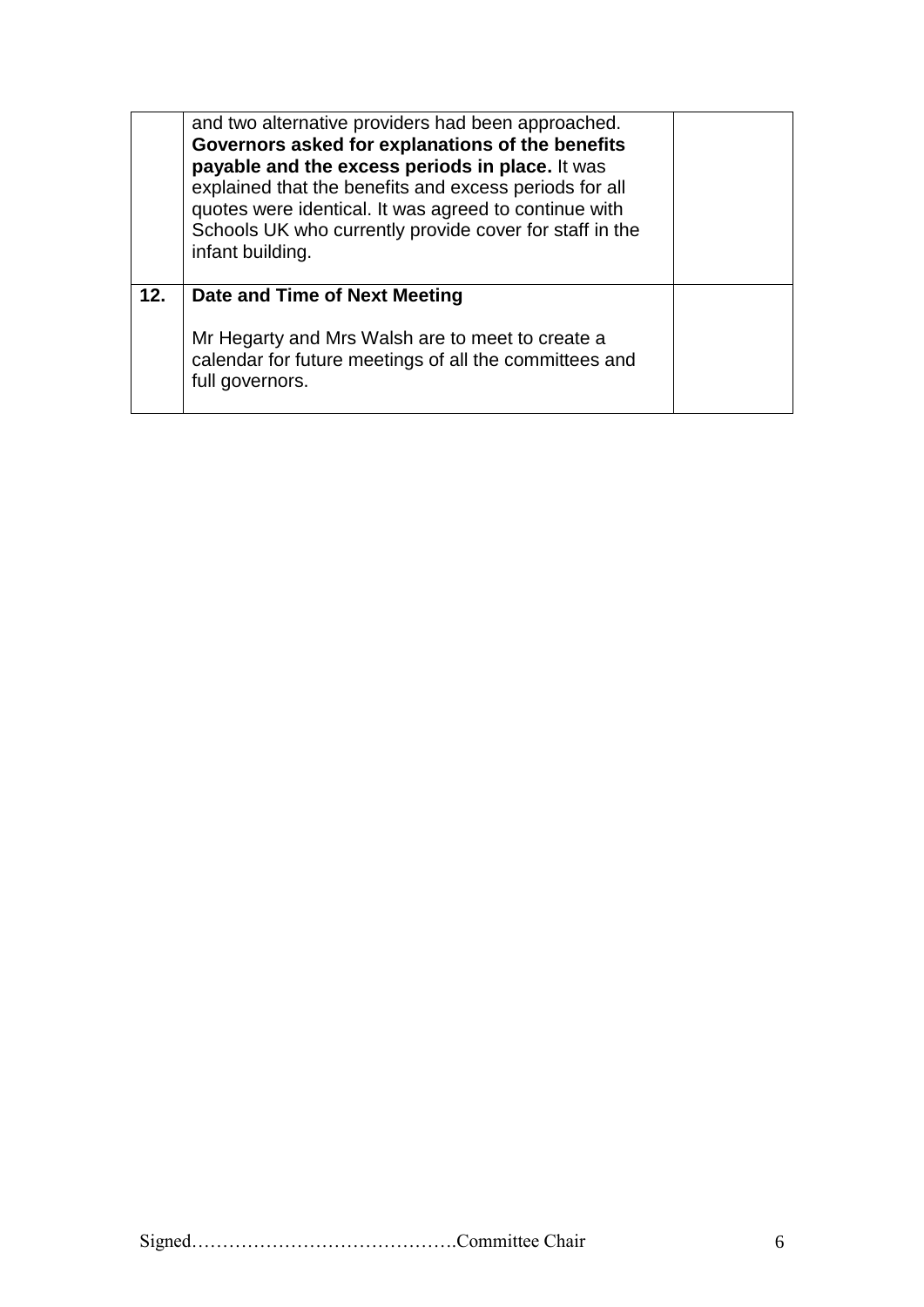| | | |
|---|---|---|
| | and two alternative providers had been approached. **Governors asked for explanations of the benefits payable and the excess periods in place.** It was explained that the benefits and excess periods for all quotes were identical. It was agreed to continue with Schools UK who currently provide cover for staff in the infant building. | |
| **12.** | **Date and Time of Next Meeting**<br><br>Mr Hegarty and Mrs Walsh are to meet to create a calendar for future meetings of all the committees and full governors. | |

Signed…………………………………….Committee Chair